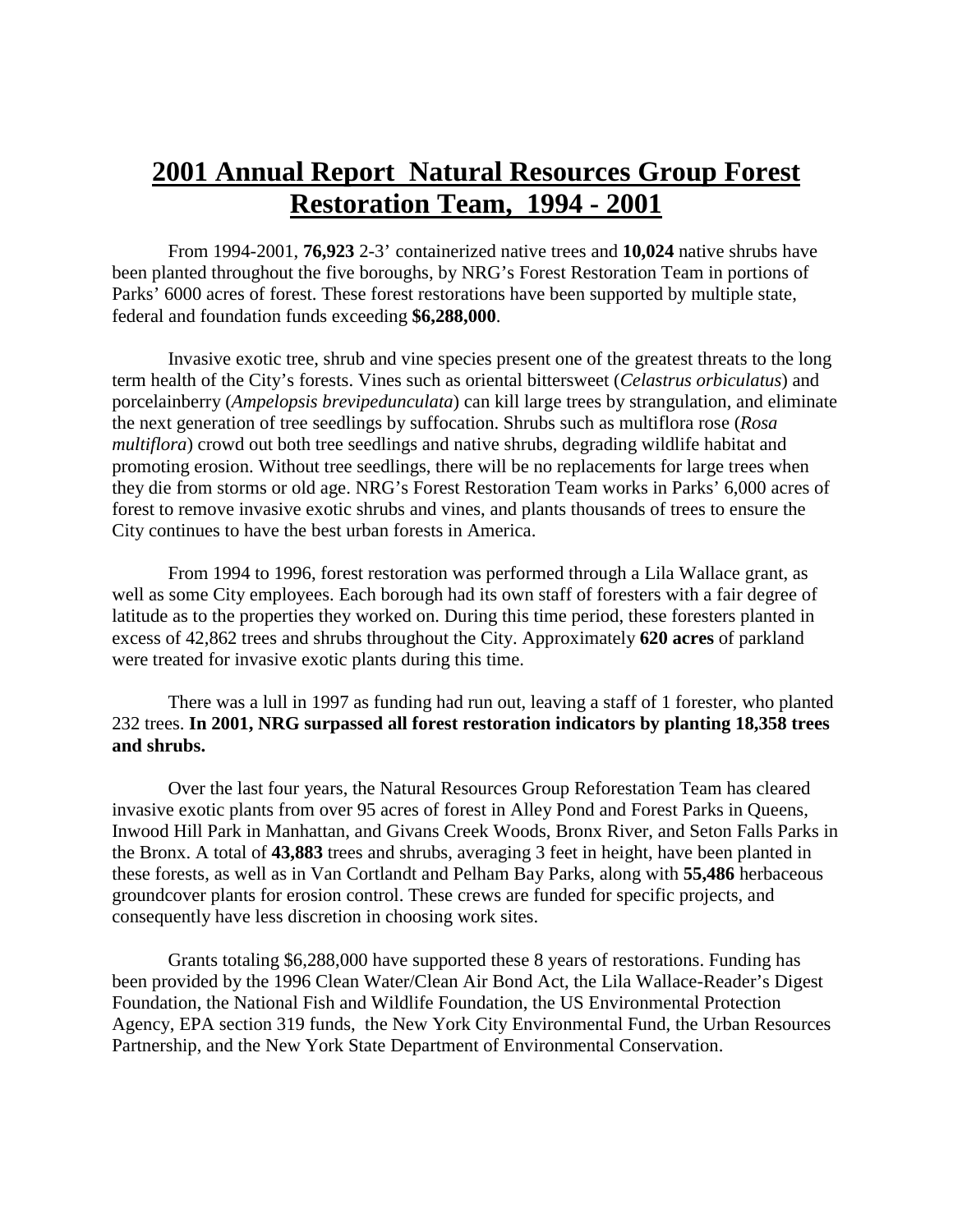# **2001 Annual Report Natural Resources Group Forest Restoration Team, 1994 - 2001**

From 1994-2001, **76,923** 2-3' containerized native trees and **10,024** native shrubs have been planted throughout the five boroughs, by NRG's Forest Restoration Team in portions of Parks' 6000 acres of forest. These forest restorations have been supported by multiple state, federal and foundation funds exceeding **$6,288,000**.

Invasive exotic tree, shrub and vine species present one of the greatest threats to the long term health of the City's forests. Vines such as oriental bittersweet (*Celastrus orbiculatus*) and porcelainberry (*Ampelopsis brevipedunculata*) can kill large trees by strangulation, and eliminate the next generation of tree seedlings by suffocation. Shrubs such as multiflora rose (*Rosa multiflora*) crowd out both tree seedlings and native shrubs, degrading wildlife habitat and promoting erosion. Without tree seedlings, there will be no replacements for large trees when they die from storms or old age. NRG's Forest Restoration Team works in Parks' 6,000 acres of forest to remove invasive exotic shrubs and vines, and plants thousands of trees to ensure the City continues to have the best urban forests in America.

From 1994 to 1996, forest restoration was performed through a Lila Wallace grant, as well as some City employees. Each borough had its own staff of foresters with a fair degree of latitude as to the properties they worked on. During this time period, these foresters planted in excess of 42,862 trees and shrubs throughout the City. Approximately **620 acres** of parkland were treated for invasive exotic plants during this time.

There was a lull in 1997 as funding had run out, leaving a staff of 1 forester, who planted 232 trees. **In 2001, NRG surpassed all forest restoration indicators by planting 18,358 trees and shrubs.**

Over the last four years, the Natural Resources Group Reforestation Team has cleared invasive exotic plants from over 95 acres of forest in Alley Pond and Forest Parks in Queens, Inwood Hill Park in Manhattan, and Givans Creek Woods, Bronx River, and Seton Falls Parks in the Bronx. A total of **43,883** trees and shrubs, averaging 3 feet in height, have been planted in these forests, as well as in Van Cortlandt and Pelham Bay Parks, along with **55,486** herbaceous groundcover plants for erosion control. These crews are funded for specific projects, and consequently have less discretion in choosing work sites.

Grants totaling $6,288,000 have supported these 8 years of restorations. Funding has been provided by the 1996 Clean Water/Clean Air Bond Act, the Lila Wallace-Reader's Digest Foundation, the National Fish and Wildlife Foundation, the US Environmental Protection Agency, EPA section 319 funds, the New York City Environmental Fund, the Urban Resources Partnership, and the New York State Department of Environmental Conservation.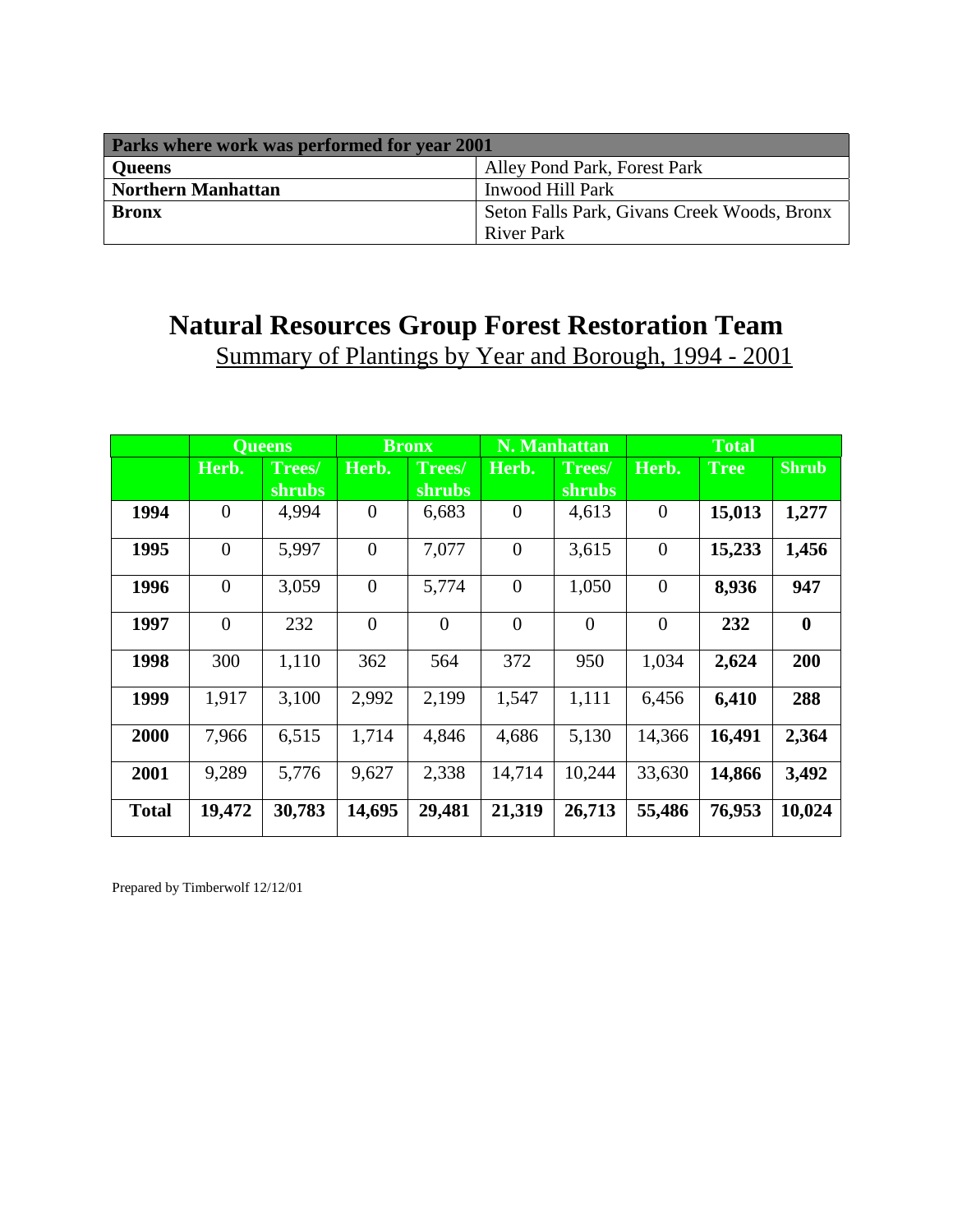| Parks where work was performed for year 2001 | |
|---|---|
| **Queens** | Alley Pond Park, Forest Park |
| **Northern Manhattan** | Inwood Hill Park |
| **Bronx** | Seton Falls Park, Givans Creek Woods, Bronx River Park |

# Natural Resources Group Forest Restoration Team

Summary of Plantings by Year and Borough, 1994 - 2001

| | Queens | | Bronx | | N. Manhattan | | Total | | |
|---|---|---|---|---|---|---|---|---|---|
| | Herb. | Trees/ shrubs | Herb. | Trees/ shrubs | Herb. | Trees/ shrubs | Herb. | Tree | Shrub |
| **1994** | 0 | 4,994 | 0 | 6,683 | 0 | 4,613 | 0 | **15,013** | **1,277** |
| **1995** | 0 | 5,997 | 0 | 7,077 | 0 | 3,615 | 0 | **15,233** | **1,456** |
| **1996** | 0 | 3,059 | 0 | 5,774 | 0 | 1,050 | 0 | **8,936** | **947** |
| **1997** | 0 | 232 | 0 | 0 | 0 | 0 | 0 | **232** | **0** |
| **1998** | 300 | 1,110 | 362 | 564 | 372 | 950 | 1,034 | **2,624** | **200** |
| **1999** | 1,917 | 3,100 | 2,992 | 2,199 | 1,547 | 1,111 | 6,456 | **6,410** | **288** |
| **2000** | 7,966 | 6,515 | 1,714 | 4,846 | 4,686 | 5,130 | 14,366 | **16,491** | **2,364** |
| **2001** | 9,289 | 5,776 | 9,627 | 2,338 | 14,714 | 10,244 | 33,630 | **14,866** | **3,492** |
| **Total** | **19,472** | **30,783** | **14,695** | **29,481** | **21,319** | **26,713** | **55,486** | **76,953** | **10,024** |

Prepared by Timberwolf 12/12/01